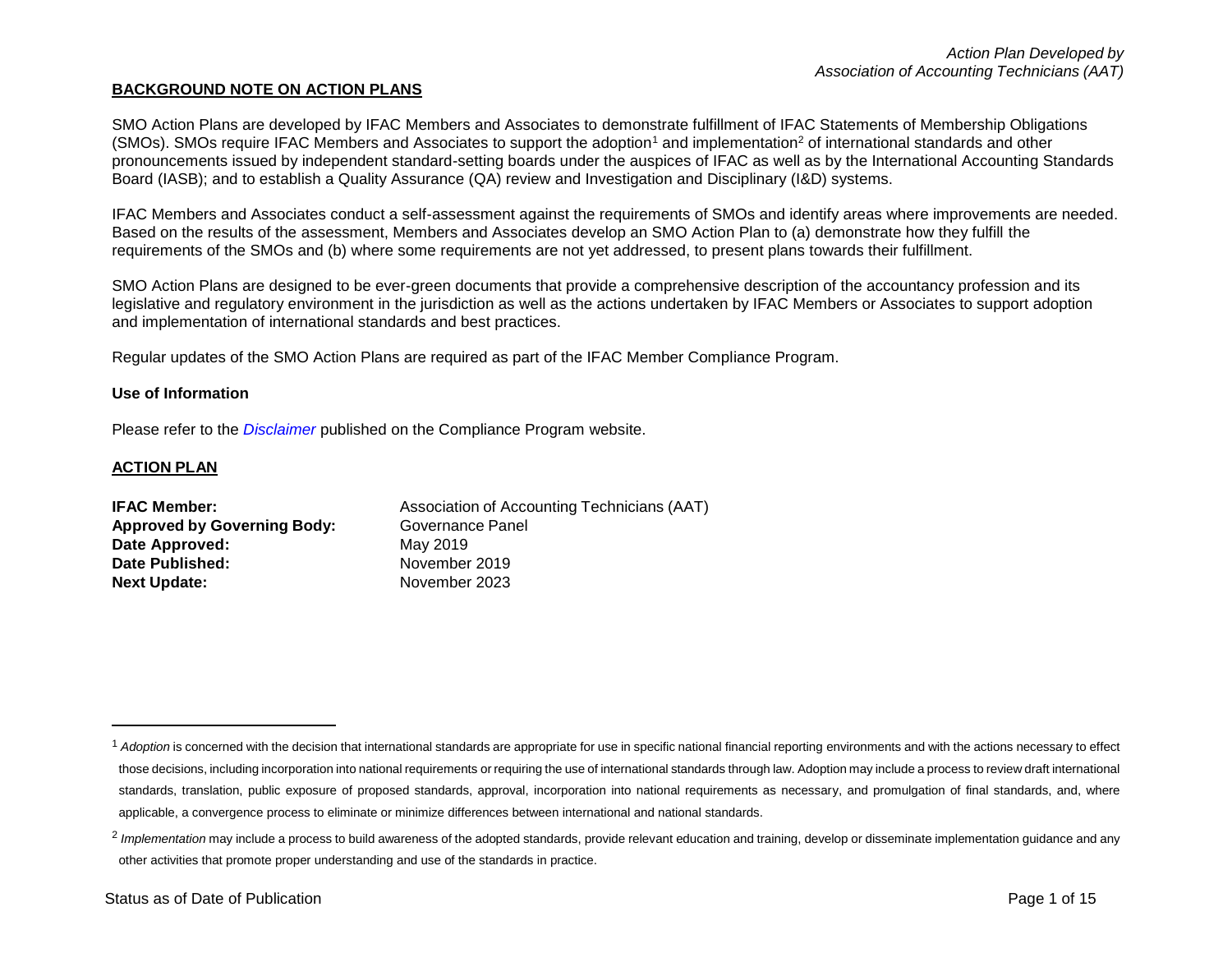*Action Plan Developed by*
*Association of Accounting Technicians (AAT)*

## BACKGROUND NOTE ON ACTION PLANS

SMO Action Plans are developed by IFAC Members and Associates to demonstrate fulfillment of IFAC Statements of Membership Obligations (SMOs). SMOs require IFAC Members and Associates to support the adoption[1] and implementation[2] of international standards and other pronouncements issued by independent standard-setting boards under the auspices of IFAC as well as by the International Accounting Standards Board (IASB); and to establish a Quality Assurance (QA) review and Investigation and Disciplinary (I&D) systems.

IFAC Members and Associates conduct a self-assessment against the requirements of SMOs and identify areas where improvements are needed. Based on the results of the assessment, Members and Associates develop an SMO Action Plan to (a) demonstrate how they fulfill the requirements of the SMOs and (b) where some requirements are not yet addressed, to present plans towards their fulfillment.

SMO Action Plans are designed to be ever-green documents that provide a comprehensive description of the accountancy profession and its legislative and regulatory environment in the jurisdiction as well as the actions undertaken by IFAC Members or Associates to support adoption and implementation of international standards and best practices.

Regular updates of the SMO Action Plans are required as part of the IFAC Member Compliance Program.

### Use of Information

Please refer to the *Disclaimer* published on the Compliance Program website.

## ACTION PLAN

**IFAC Member:** Association of Accounting Technicians (AAT)
**Approved by Governing Body:** Governance Panel
**Date Approved:** May 2019
**Date Published:** November 2019
**Next Update:** November 2023

---

[1] *Adoption* is concerned with the decision that international standards are appropriate for use in specific national financial reporting environments and with the actions necessary to effect those decisions, including incorporation into national requirements or requiring the use of international standards through law. Adoption may include a process to review draft international standards, translation, public exposure of proposed standards, approval, incorporation into national requirements as necessary, and promulgation of final standards, and, where applicable, a convergence process to eliminate or minimize differences between international and national standards.

[2] *Implementation* may include a process to build awareness of the adopted standards, provide relevant education and training, develop or disseminate implementation guidance and any other activities that promote proper understanding and use of the standards in practice.

Status as of Date of Publication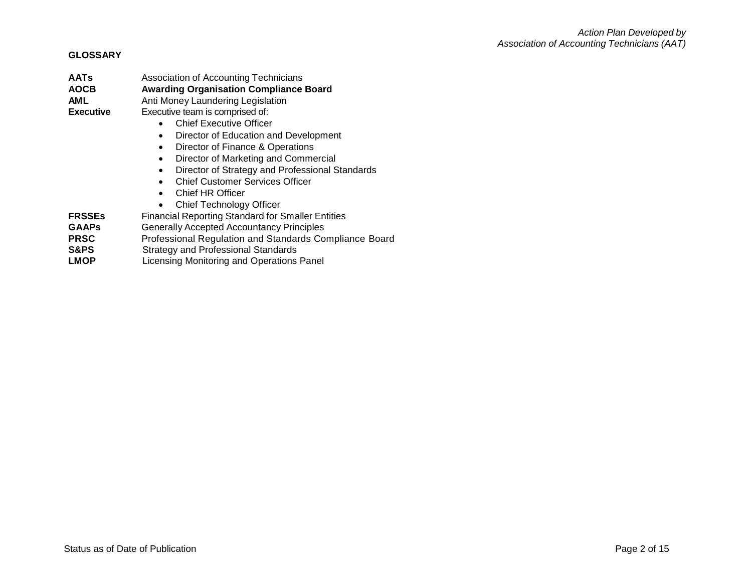**GLOSSARY**

| | |
|---|---|
| **AATs** | Association of Accounting Technicians |
| **AOCB** | **Awarding Organisation Compliance Board** |
| **AML** | Anti Money Laundering Legislation |
| **Executive** | Executive team is comprised of:<br>• Chief Executive Officer<br>• Director of Education and Development<br>• Director of Finance & Operations<br>• Director of Marketing and Commercial<br>• Director of Strategy and Professional Standards<br>• Chief Customer Services Officer<br>• Chief HR Officer<br>• Chief Technology Officer |
| **FRSSEs** | Financial Reporting Standard for Smaller Entities |
| **GAAPs** | Generally Accepted Accountancy Principles |
| **PRSC** | Professional Regulation and Standards Compliance Board |
| **S&PS** | Strategy and Professional Standards |
| **LMOP** | Licensing Monitoring and Operations Panel |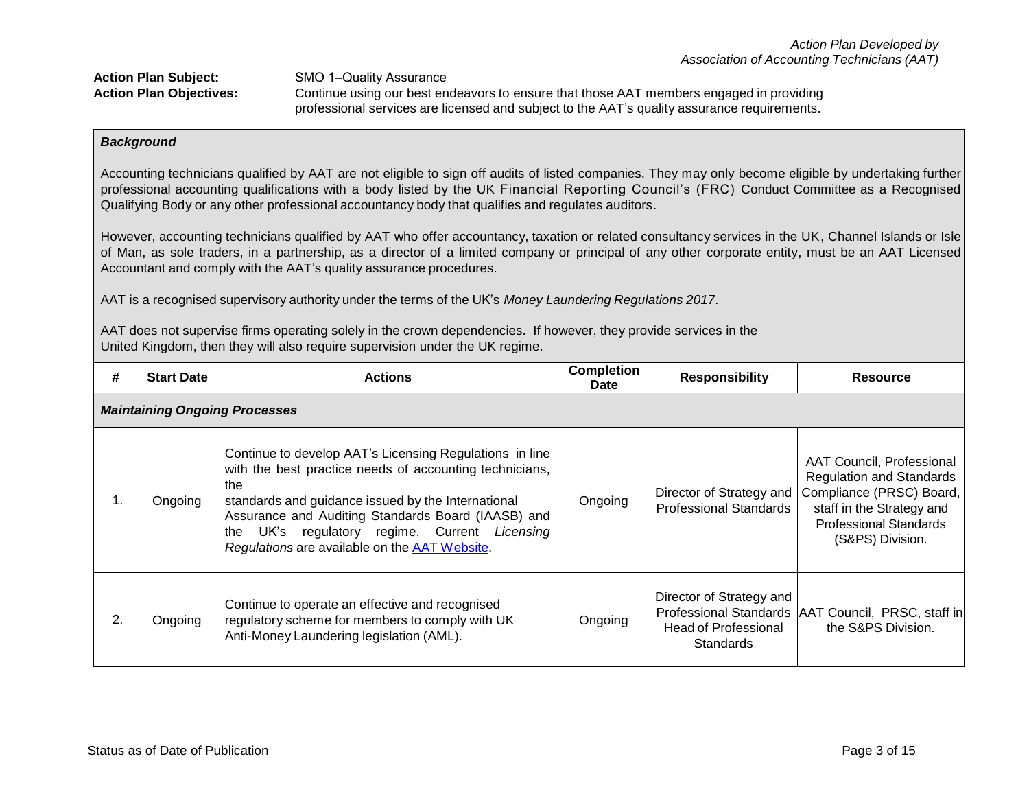*Action Plan Developed by Association of Accounting Technicians (AAT)*

**Action Plan Subject:** SMO 1–Quality Assurance

**Action Plan Objectives:** Continue using our best endeavors to ensure that those AAT members engaged in providing professional services are licensed and subject to the AAT's quality assurance requirements.

***Background***

Accounting technicians qualified by AAT are not eligible to sign off audits of listed companies. They may only become eligible by undertaking further professional accounting qualifications with a body listed by the UK Financial Reporting Council's (FRC) Conduct Committee as a Recognised Qualifying Body or any other professional accountancy body that qualifies and regulates auditors.

However, accounting technicians qualified by AAT who offer accountancy, taxation or related consultancy services in the UK, Channel Islands or Isle of Man, as sole traders, in a partnership, as a director of a limited company or principal of any other corporate entity, must be an AAT Licensed Accountant and comply with the AAT's quality assurance procedures.

AAT is a recognised supervisory authority under the terms of the UK's *Money Laundering Regulations 2017*.

AAT does not supervise firms operating solely in the crown dependencies. If however, they provide services in the United Kingdom, then they will also require supervision under the UK regime.

| # | Start Date | Actions | Completion Date | Responsibility | Resource |
|---|---|---|---|---|---|
| ***Maintaining Ongoing Processes*** | | | | | |
| 1. | Ongoing | Continue to develop AAT's Licensing Regulations in line with the best practice needs of accounting technicians, the standards and guidance issued by the International Assurance and Auditing Standards Board (IAASB) and the UK's regulatory regime. Current *Licensing Regulations* are available on the [AAT Website](). | Ongoing | Director of Strategy and Professional Standards | AAT Council, Professional Regulation and Standards Compliance (PRSC) Board, staff in the Strategy and Professional Standards (S&PS) Division. |
| 2. | Ongoing | Continue to operate an effective and recognised regulatory scheme for members to comply with UK Anti-Money Laundering legislation (AML). | Ongoing | Director of Strategy and Professional Standards Head of Professional Standards | AAT Council, PRSC, staff in the S&PS Division. |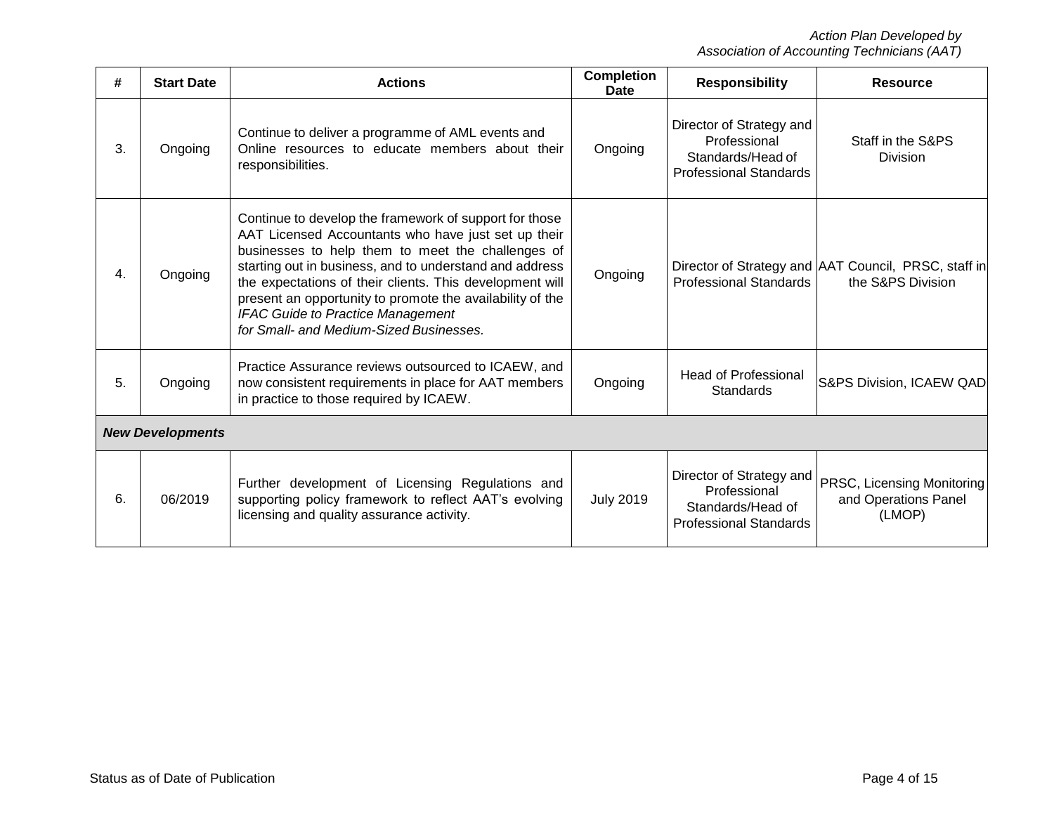| # | Start Date | Actions | Completion Date | Responsibility | Resource |
|---|---|---|---|---|---|
| 3. | Ongoing | Continue to deliver a programme of AML events and Online resources to educate members about their responsibilities. | Ongoing | Director of Strategy and Professional Standards/Head of Professional Standards | Staff in the S&PS Division |
| 4. | Ongoing | Continue to develop the framework of support for those AAT Licensed Accountants who have just set up their businesses to help them to meet the challenges of starting out in business, and to understand and address the expectations of their clients. This development will present an opportunity to promote the availability of the *IFAC Guide to Practice Management for Small- and Medium-Sized Businesses.* | Ongoing | Director of Strategy and Professional Standards | AAT Council, PRSC, staff in the S&PS Division |
| 5. | Ongoing | Practice Assurance reviews outsourced to ICAEW, and now consistent requirements in place for AAT members in practice to those required by ICAEW. | Ongoing | Head of Professional Standards | S&PS Division, ICAEW QAD |
| ***New Developments*** | | | | | |
| 6. | 06/2019 | Further development of Licensing Regulations and supporting policy framework to reflect AAT's evolving licensing and quality assurance activity. | July 2019 | Director of Strategy and Professional Standards/Head of Professional Standards | PRSC, Licensing Monitoring and Operations Panel (LMOP) |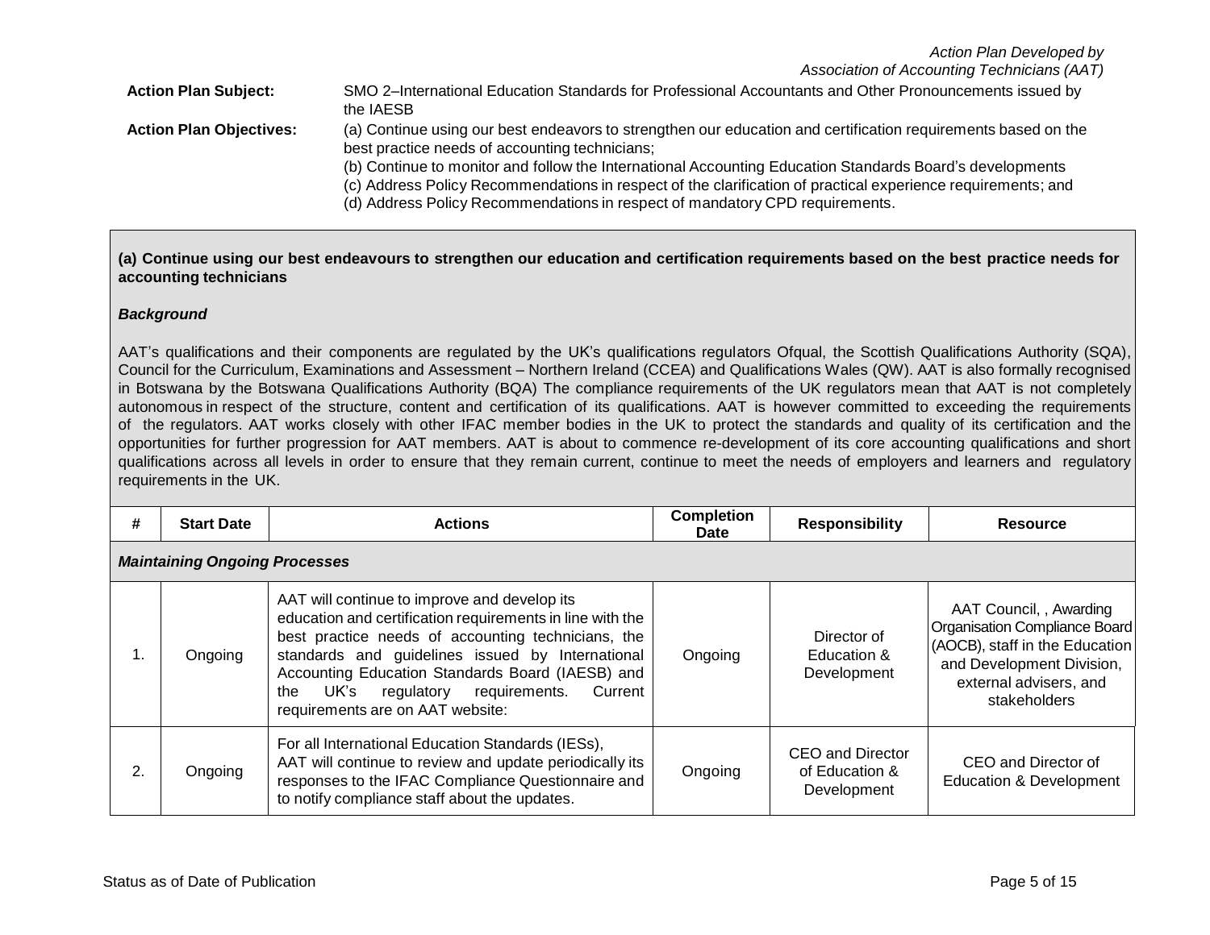Action Plan Developed by
Association of Accounting Technicians (AAT)

**Action Plan Subject:** SMO 2–International Education Standards for Professional Accountants and Other Pronouncements issued by the IAESB

**Action Plan Objectives:** (a) Continue using our best endeavors to strengthen our education and certification requirements based on the best practice needs of accounting technicians;
(b) Continue to monitor and follow the International Accounting Education Standards Board's developments
(c) Address Policy Recommendations in respect of the clarification of practical experience requirements; and
(d) Address Policy Recommendations in respect of mandatory CPD requirements.

**(a) Continue using our best endeavours to strengthen our education and certification requirements based on the best practice needs for accounting technicians**

***Background***

AAT's qualifications and their components are regulated by the UK's qualifications regulators Ofqual, the Scottish Qualifications Authority (SQA), Council for the Curriculum, Examinations and Assessment – Northern Ireland (CCEA) and Qualifications Wales (QW). AAT is also formally recognised in Botswana by the Botswana Qualifications Authority (BQA) The compliance requirements of the UK regulators mean that AAT is not completely autonomous in respect of the structure, content and certification of its qualifications. AAT is however committed to exceeding the requirements of the regulators. AAT works closely with other IFAC member bodies in the UK to protect the standards and quality of its certification and the opportunities for further progression for AAT members. AAT is about to commence re-development of its core accounting qualifications and short qualifications across all levels in order to ensure that they remain current, continue to meet the needs of employers and learners and regulatory requirements in the UK.

| # | Start Date | Actions | Completion Date | Responsibility | Resource |
|---|---|---|---|---|---|
| ***Maintaining Ongoing Processes*** | | | | | |
| 1. | Ongoing | AAT will continue to improve and develop its education and certification requirements in line with the best practice needs of accounting technicians, the standards and guidelines issued by International Accounting Education Standards Board (IAESB) and the UK's regulatory requirements. Current requirements are on AAT website: | Ongoing | Director of Education & Development | AAT Council, , Awarding Organisation Compliance Board (AOCB), staff in the Education and Development Division, external advisers, and stakeholders |
| 2. | Ongoing | For all International Education Standards (IESs), AAT will continue to review and update periodically its responses to the IFAC Compliance Questionnaire and to notify compliance staff about the updates. | Ongoing | CEO and Director of Education & Development | CEO and Director of Education & Development |

Status as of Date of Publication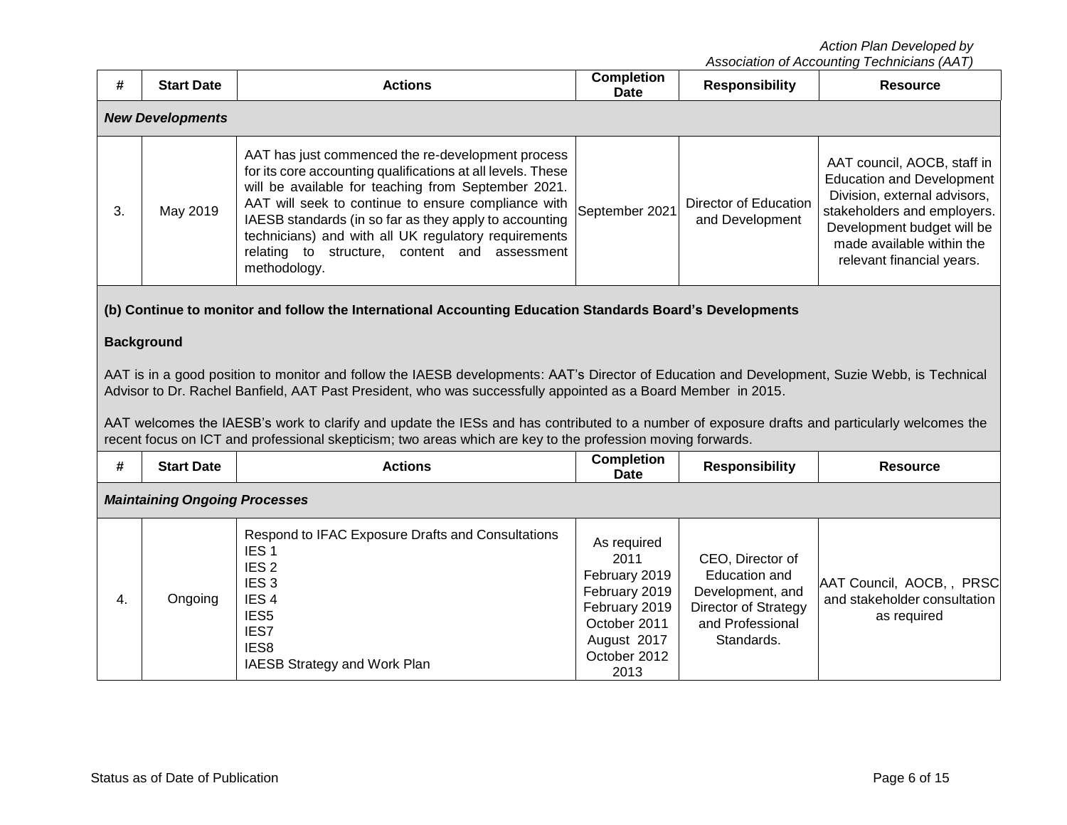| # | Start Date | Actions | Completion Date | Responsibility | Resource |
|---|---|---|---|---|---|
| ***New Developments*** | | | | | |
| 3. | May 2019 | AAT has just commenced the re-development process for its core accounting qualifications at all levels. These will be available for teaching from September 2021. AAT will seek to continue to ensure compliance with IAESB standards (in so far as they apply to accounting technicians) and with all UK regulatory requirements relating to structure, content and assessment methodology. | September 2021 | Director of Education and Development | AAT council, AOCB, staff in Education and Development Division, external advisors, stakeholders and employers. Development budget will be made available within the relevant financial years. |

**(b) Continue to monitor and follow the International Accounting Education Standards Board's Developments**

**Background**

AAT is in a good position to monitor and follow the IAESB developments: AAT's Director of Education and Development, Suzie Webb, is Technical Advisor to Dr. Rachel Banfield, AAT Past President, who was successfully appointed as a Board Member in 2015.

AAT welcomes the IAESB's work to clarify and update the IESs and has contributed to a number of exposure drafts and particularly welcomes the recent focus on ICT and professional skepticism; two areas which are key to the profession moving forwards.

| # | Start Date | Actions | Completion Date | Responsibility | Resource |
|---|---|---|---|---|---|
| ***Maintaining Ongoing Processes*** | | | | | |
| 4. | Ongoing | Respond to IFAC Exposure Drafts and Consultations<br>IES 1<br>IES 2<br>IES 3<br>IES 4<br>IES5<br>IES7<br>IES8<br>IAESB Strategy and Work Plan | As required<br>2011<br>February 2019<br>February 2019<br>February 2019<br>October 2011<br>August 2017<br>October 2012<br>2013 | CEO, Director of Education and Development, and Director of Strategy and Professional Standards. | AAT Council, AOCB, , PRSC and stakeholder consultation as required |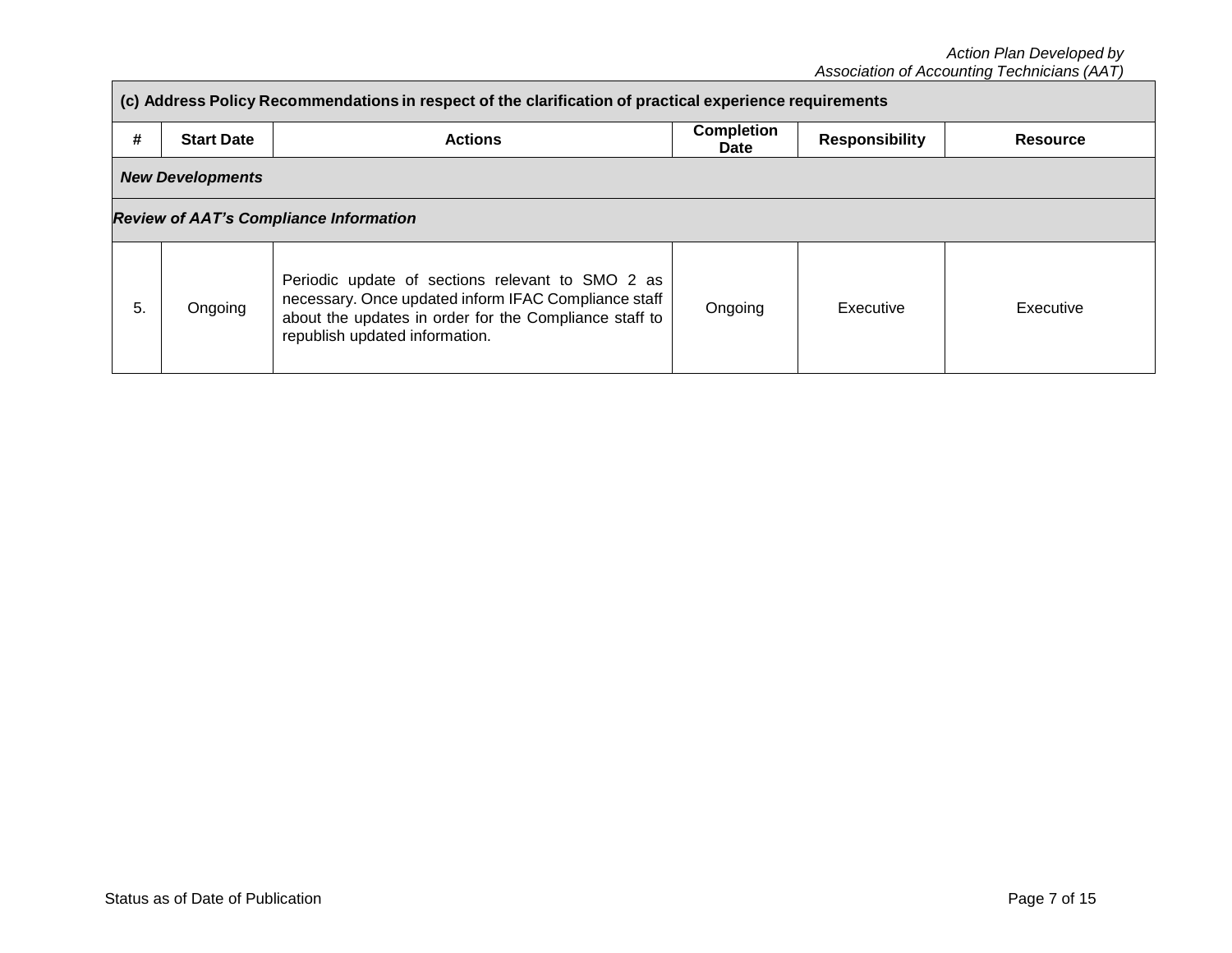| (c) Address Policy Recommendations in respect of the clarification of practical experience requirements | | | | | |
|---|---|---|---|---|---|
| **#** | **Start Date** | **Actions** | **Completion Date** | **Responsibility** | **Resource** |
| ***New Developments*** | | | | | |
| ***Review of AAT's Compliance Information*** | | | | | |
| 5. | Ongoing | Periodic update of sections relevant to SMO 2 as necessary. Once updated inform IFAC Compliance staff about the updates in order for the Compliance staff to republish updated information. | Ongoing | Executive | Executive |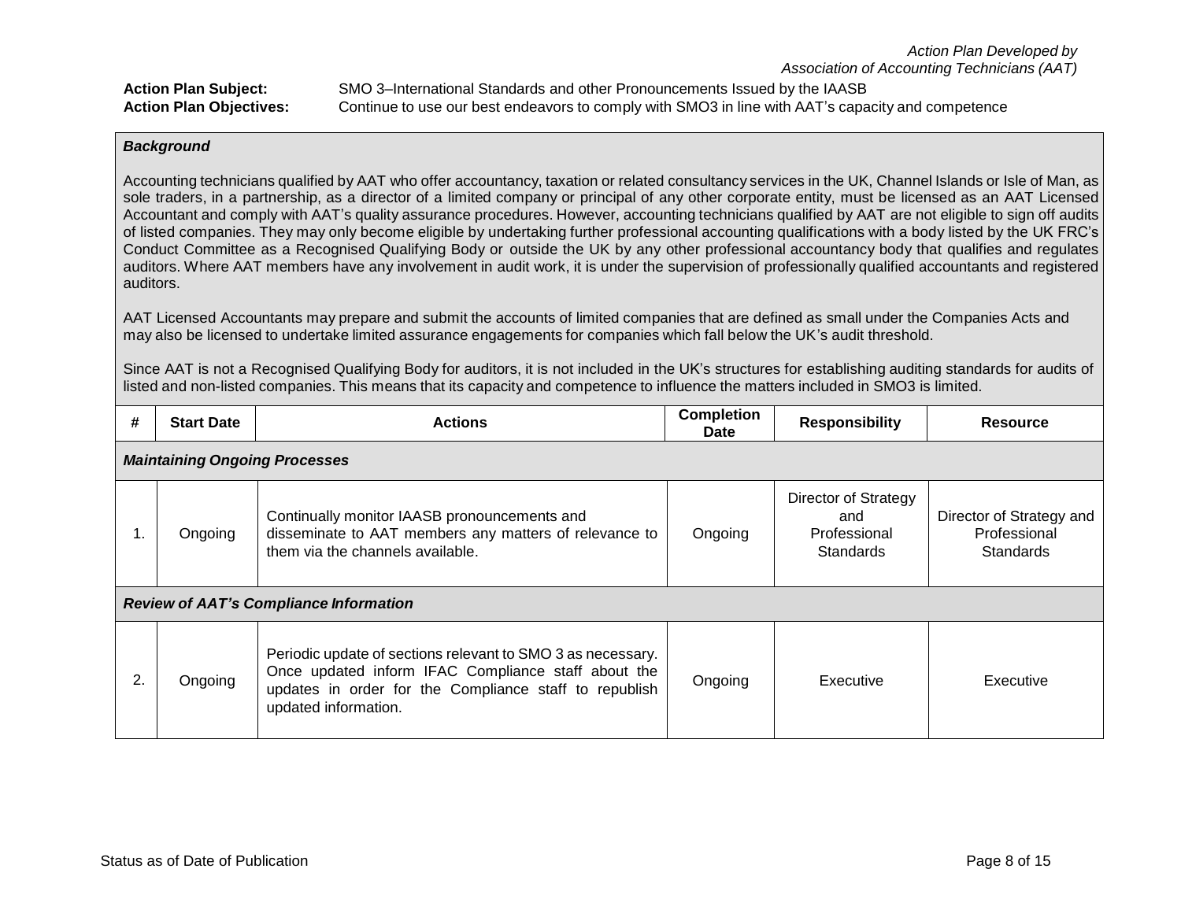*Action Plan Developed by*
*Association of Accounting Technicians (AAT)*

**Action Plan Subject:** SMO 3–International Standards and other Pronouncements Issued by the IAASB
**Action Plan Objectives:** Continue to use our best endeavors to comply with SMO3 in line with AAT's capacity and competence

***Background***

Accounting technicians qualified by AAT who offer accountancy, taxation or related consultancy services in the UK, Channel Islands or Isle of Man, as sole traders, in a partnership, as a director of a limited company or principal of any other corporate entity, must be licensed as an AAT Licensed Accountant and comply with AAT's quality assurance procedures. However, accounting technicians qualified by AAT are not eligible to sign off audits of listed companies. They may only become eligible by undertaking further professional accounting qualifications with a body listed by the UK FRC's Conduct Committee as a Recognised Qualifying Body or outside the UK by any other professional accountancy body that qualifies and regulates auditors. Where AAT members have any involvement in audit work, it is under the supervision of professionally qualified accountants and registered auditors.

AAT Licensed Accountants may prepare and submit the accounts of limited companies that are defined as small under the Companies Acts and may also be licensed to undertake limited assurance engagements for companies which fall below the UK's audit threshold.

Since AAT is not a Recognised Qualifying Body for auditors, it is not included in the UK's structures for establishing auditing standards for audits of listed and non-listed companies. This means that its capacity and competence to influence the matters included in SMO3 is limited.

| # | Start Date | Actions | Completion Date | Responsibility | Resource |
|---|---|---|---|---|---|
| ***Maintaining Ongoing Processes*** | | | | | |
| 1. | Ongoing | Continually monitor IAASB pronouncements and disseminate to AAT members any matters of relevance to them via the channels available. | Ongoing | Director of Strategy and Professional Standards | Director of Strategy and Professional Standards |
| ***Review of AAT's Compliance Information*** | | | | | |
| 2. | Ongoing | Periodic update of sections relevant to SMO 3 as necessary. Once updated inform IFAC Compliance staff about the updates in order for the Compliance staff to republish updated information. | Ongoing | Executive | Executive |

Status as of Date of Publication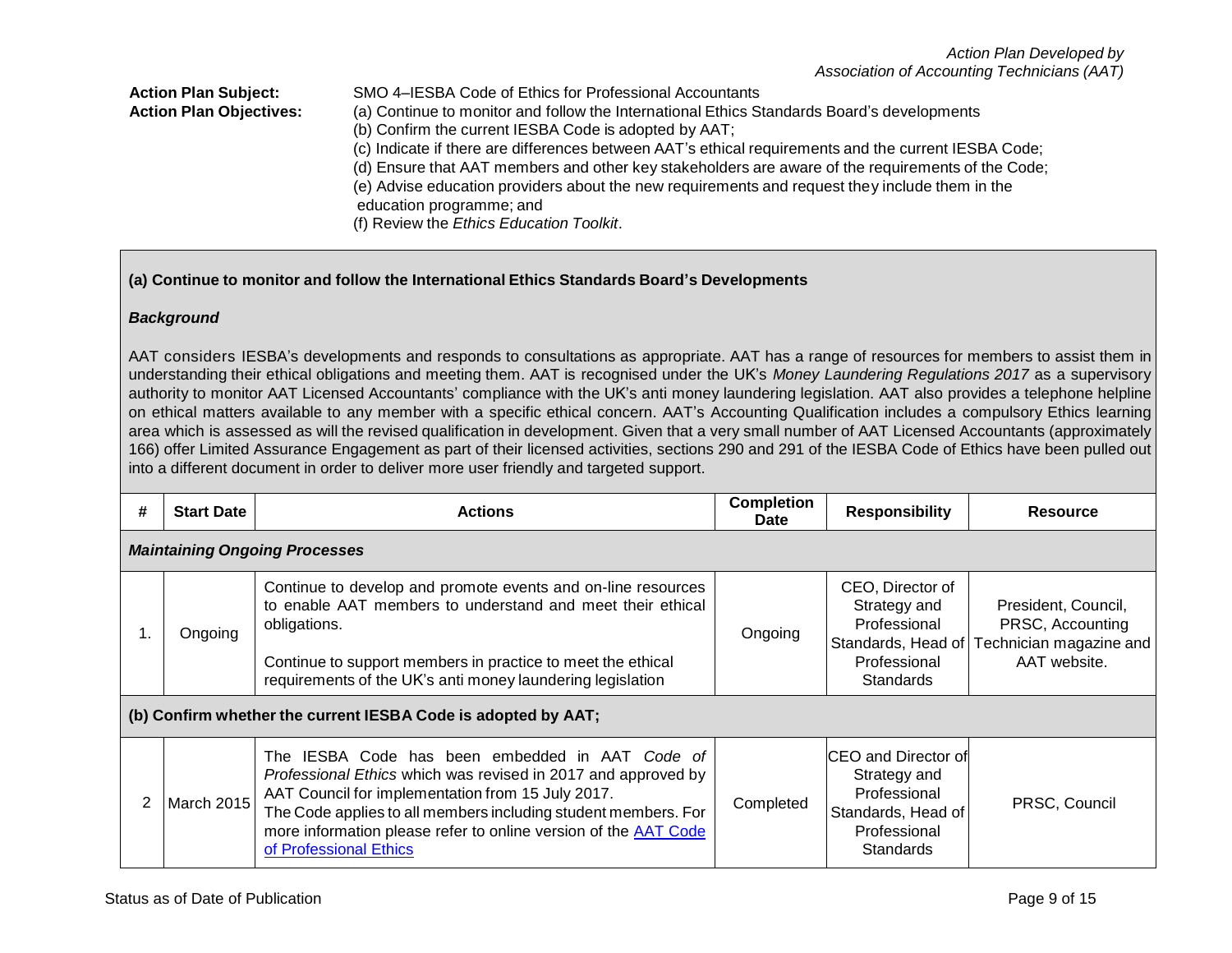**Action Plan Subject:** SMO 4–IESBA Code of Ethics for Professional Accountants

**Action Plan Objectives:**

(a) Continue to monitor and follow the International Ethics Standards Board's developments

(b) Confirm the current IESBA Code is adopted by AAT;

(c) Indicate if there are differences between AAT's ethical requirements and the current IESBA Code;

(d) Ensure that AAT members and other key stakeholders are aware of the requirements of the Code;

(e) Advise education providers about the new requirements and request they include them in the education programme; and

(f) Review the *Ethics Education Toolkit*.

**(a) Continue to monitor and follow the International Ethics Standards Board's Developments**

***Background***

AAT considers IESBA's developments and responds to consultations as appropriate. AAT has a range of resources for members to assist them in understanding their ethical obligations and meeting them. AAT is recognised under the UK's *Money Laundering Regulations 2017* as a supervisory authority to monitor AAT Licensed Accountants' compliance with the UK's anti money laundering legislation. AAT also provides a telephone helpline on ethical matters available to any member with a specific ethical concern. AAT's Accounting Qualification includes a compulsory Ethics learning area which is assessed as will the revised qualification in development. Given that a very small number of AAT Licensed Accountants (approximately 166) offer Limited Assurance Engagement as part of their licensed activities, sections 290 and 291 of the IESBA Code of Ethics have been pulled out into a different document in order to deliver more user friendly and targeted support.

| # | Start Date | Actions | Completion Date | Responsibility | Resource |
|---|---|---|---|---|---|
| ***Maintaining Ongoing Processes*** | | | | | |
| 1. | Ongoing | Continue to develop and promote events and on-line resources to enable AAT members to understand and meet their ethical obligations.<br><br>Continue to support members in practice to meet the ethical requirements of the UK's anti money laundering legislation | Ongoing | CEO, Director of Strategy and Professional Standards, Head of Professional Standards | President, Council, PRSC, Accounting Technician magazine and AAT website. |
| **(b) Confirm whether the current IESBA Code is adopted by AAT;** | | | | | |
| 2 | March 2015 | The IESBA Code has been embedded in AAT *Code of Professional Ethics* which was revised in 2017 and approved by AAT Council for implementation from 15 July 2017.<br>The Code applies to all members including student members. For more information please refer to online version of the [AAT Code of Professional Ethics] | Completed | CEO and Director of Strategy and Professional Standards, Head of Professional Standards | PRSC, Council |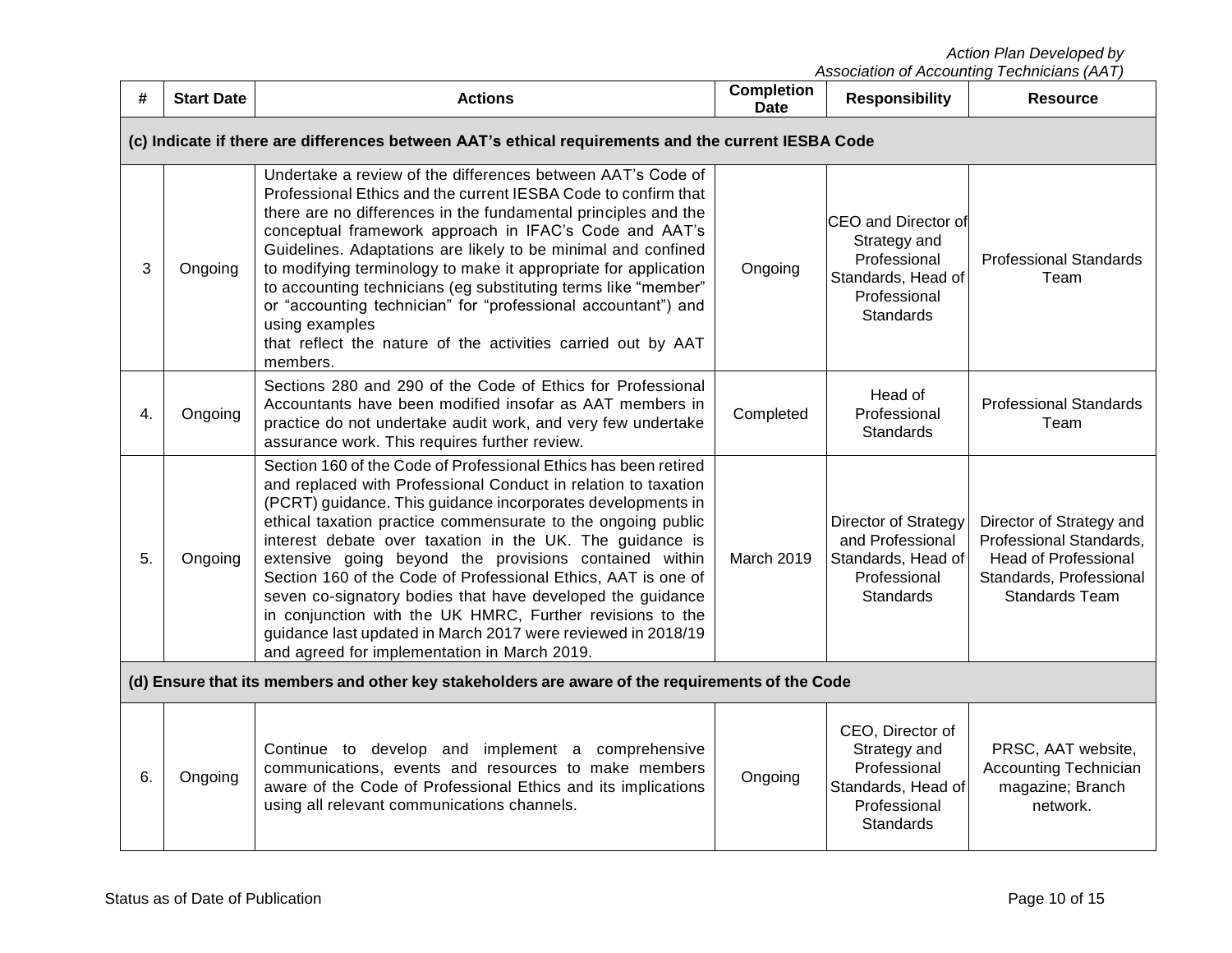| # | Start Date | Actions | Completion Date | Responsibility | Resource |
|---|---|---|---|---|---|
| **(c) Indicate if there are differences between AAT's ethical requirements and the current IESBA Code** | | | | | |
| 3 | Ongoing | Undertake a review of the differences between AAT's Code of Professional Ethics and the current IESBA Code to confirm that there are no differences in the fundamental principles and the conceptual framework approach in IFAC's Code and AAT's Guidelines. Adaptations are likely to be minimal and confined to modifying terminology to make it appropriate for application to accounting technicians (eg substituting terms like "member" or "accounting technician" for "professional accountant") and using examples that reflect the nature of the activities carried out by AAT members. | Ongoing | CEO and Director of Strategy and Professional Standards, Head of Professional Standards | Professional Standards Team |
| 4. | Ongoing | Sections 280 and 290 of the Code of Ethics for Professional Accountants have been modified insofar as AAT members in practice do not undertake audit work, and very few undertake assurance work. This requires further review. | Completed | Head of Professional Standards | Professional Standards Team |
| 5. | Ongoing | Section 160 of the Code of Professional Ethics has been retired and replaced with Professional Conduct in relation to taxation (PCRT) guidance. This guidance incorporates developments in ethical taxation practice commensurate to the ongoing public interest debate over taxation in the UK. The guidance is extensive going beyond the provisions contained within Section 160 of the Code of Professional Ethics, AAT is one of seven co-signatory bodies that have developed the guidance in conjunction with the UK HMRC, Further revisions to the guidance last updated in March 2017 were reviewed in 2018/19 and agreed for implementation in March 2019. | March 2019 | Director of Strategy and Professional Standards, Head of Professional Standards | Director of Strategy and Professional Standards, Head of Professional Standards, Professional Standards Team |
| **(d) Ensure that its members and other key stakeholders are aware of the requirements of the Code** | | | | | |
| 6. | Ongoing | Continue to develop and implement a comprehensive communications, events and resources to make members aware of the Code of Professional Ethics and its implications using all relevant communications channels. | Ongoing | CEO, Director of Strategy and Professional Standards, Head of Professional Standards | PRSC, AAT website, Accounting Technician magazine; Branch network. |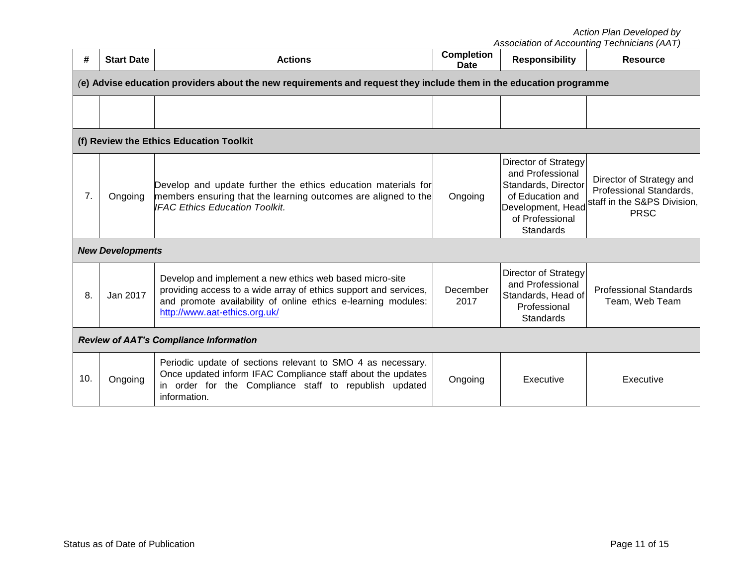| # | Start Date | Actions | Completion Date | Responsibility | Resource |
|---|---|---|---|---|---|
| *(***e) Advise education providers about the new requirements and request they include them in the education programme** | | | | | |
| | | | | | |
| **(f) Review the Ethics Education Toolkit** | | | | | |
| 7. | Ongoing | Develop and update further the ethics education materials for members ensuring that the learning outcomes are aligned to the *IFAC Ethics Education Toolkit.* | Ongoing | Director of Strategy and Professional Standards, Director of Education and Development, Head of Professional Standards | Director of Strategy and Professional Standards, staff in the S&PS Division, PRSC |
| ***New Developments*** | | | | | |
| 8. | Jan 2017 | Develop and implement a new ethics web based micro-site providing access to a wide array of ethics support and services, and promote availability of online ethics e-learning modules: [http://www.aat-ethics.org.uk/](http://www.aat-ethics.org.uk/) | December 2017 | Director of Strategy and Professional Standards, Head of Professional Standards | Professional Standards Team, Web Team |
| ***Review of AAT's Compliance Information*** | | | | | |
| 10. | Ongoing | Periodic update of sections relevant to SMO 4 as necessary. Once updated inform IFAC Compliance staff about the updates in order for the Compliance staff to republish updated information. | Ongoing | Executive | Executive |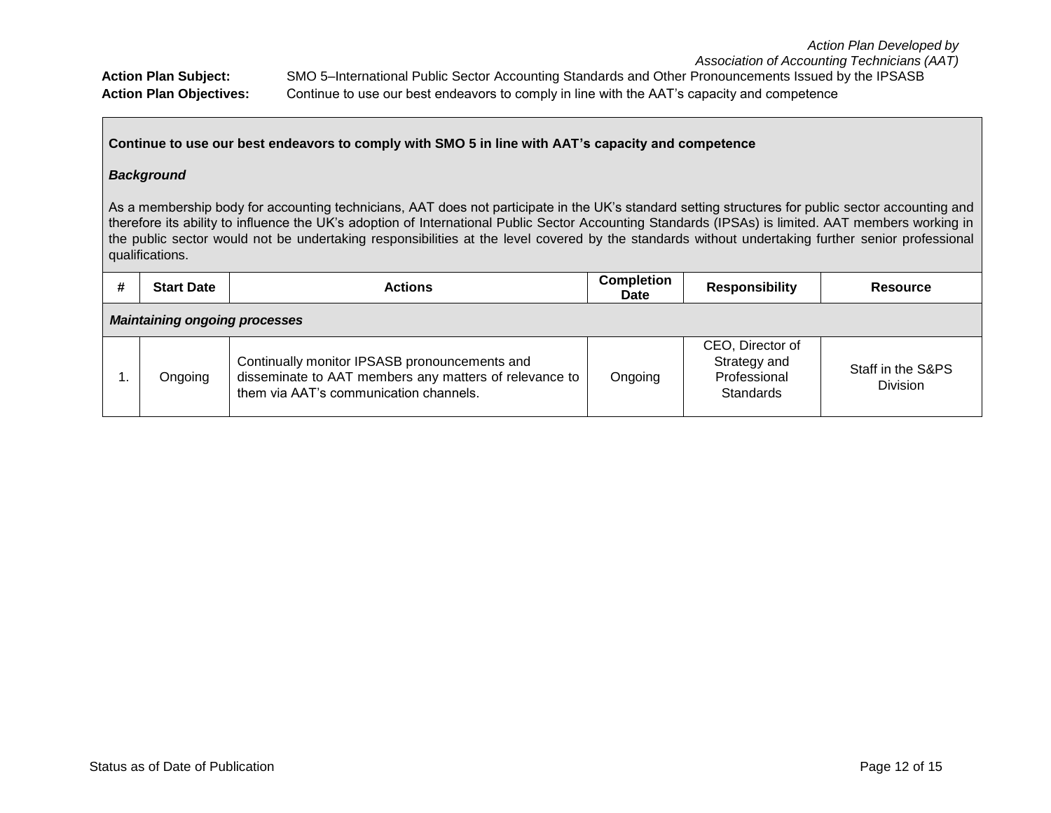*Action Plan Developed by*
*Association of Accounting Technicians (AAT)*

**Action Plan Subject:** SMO 5–International Public Sector Accounting Standards and Other Pronouncements Issued by the IPSASB

**Action Plan Objectives:** Continue to use our best endeavors to comply in line with the AAT's capacity and competence

**Continue to use our best endeavors to comply with SMO 5 in line with AAT's capacity and competence**

***Background***

As a membership body for accounting technicians, AAT does not participate in the UK's standard setting structures for public sector accounting and therefore its ability to influence the UK's adoption of International Public Sector Accounting Standards (IPSAs) is limited. AAT members working in the public sector would not be undertaking responsibilities at the level covered by the standards without undertaking further senior professional qualifications.

| # | Start Date | Actions | Completion Date | Responsibility | Resource |
|---|---|---|---|---|---|
| ***Maintaining ongoing processes*** | | | | | |
| 1. | Ongoing | Continually monitor IPSASB pronouncements and disseminate to AAT members any matters of relevance to them via AAT's communication channels. | Ongoing | CEO, Director of Strategy and Professional Standards | Staff in the S&PS Division |

Status as of Date of Publication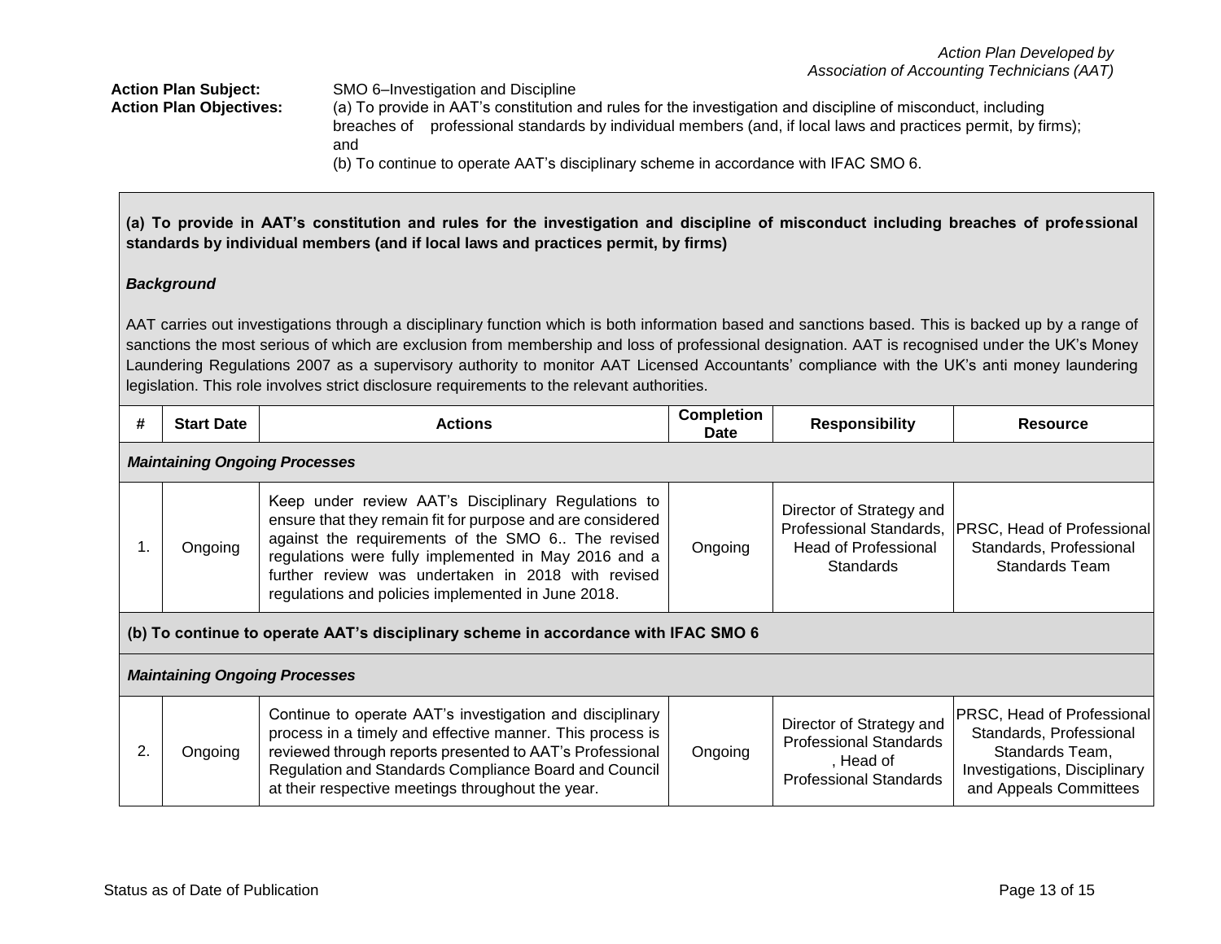*Action Plan Developed by Association of Accounting Technicians (AAT)*

**Action Plan Subject:** SMO 6–Investigation and Discipline

**Action Plan Objectives:** (a) To provide in AAT's constitution and rules for the investigation and discipline of misconduct, including breaches of professional standards by individual members (and, if local laws and practices permit, by firms); and

(b) To continue to operate AAT's disciplinary scheme in accordance with IFAC SMO 6.

**(a) To provide in AAT's constitution and rules for the investigation and discipline of misconduct including breaches of professional standards by individual members (and if local laws and practices permit, by firms)**

***Background***

AAT carries out investigations through a disciplinary function which is both information based and sanctions based. This is backed up by a range of sanctions the most serious of which are exclusion from membership and loss of professional designation. AAT is recognised under the UK's Money Laundering Regulations 2007 as a supervisory authority to monitor AAT Licensed Accountants' compliance with the UK's anti money laundering legislation. This role involves strict disclosure requirements to the relevant authorities.

| # | Start Date | Actions | Completion Date | Responsibility | Resource |
|---|---|---|---|---|---|
| ***Maintaining Ongoing Processes*** | | | | | |
| 1. | Ongoing | Keep under review AAT's Disciplinary Regulations to ensure that they remain fit for purpose and are considered against the requirements of the SMO 6.. The revised regulations were fully implemented in May 2016 and a further review was undertaken in 2018 with revised regulations and policies implemented in June 2018. | Ongoing | Director of Strategy and Professional Standards, Head of Professional Standards | PRSC, Head of Professional Standards, Professional Standards Team |
| **(b) To continue to operate AAT's disciplinary scheme in accordance with IFAC SMO 6** | | | | | |
| ***Maintaining Ongoing Processes*** | | | | | |
| 2. | Ongoing | Continue to operate AAT's investigation and disciplinary process in a timely and effective manner. This process is reviewed through reports presented to AAT's Professional Regulation and Standards Compliance Board and Council at their respective meetings throughout the year. | Ongoing | Director of Strategy and Professional Standards , Head of Professional Standards | PRSC, Head of Professional Standards, Professional Standards Team, Investigations, Disciplinary and Appeals Committees |

Status as of Date of Publication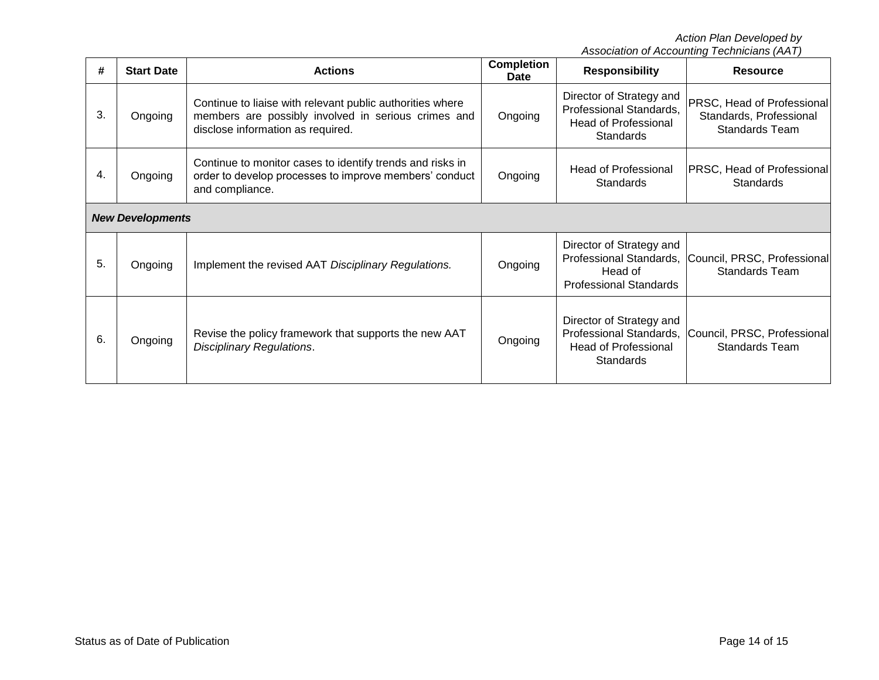| # | Start Date | Actions | Completion Date | Responsibility | Resource |
|---|---|---|---|---|---|
| 3. | Ongoing | Continue to liaise with relevant public authorities where members are possibly involved in serious crimes and disclose information as required. | Ongoing | Director of Strategy and Professional Standards, Head of Professional Standards | PRSC, Head of Professional Standards, Professional Standards Team |
| 4. | Ongoing | Continue to monitor cases to identify trends and risks in order to develop processes to improve members' conduct and compliance. | Ongoing | Head of Professional Standards | PRSC, Head of Professional Standards |
| ***New Developments*** | | | | | |
| 5. | Ongoing | Implement the revised AAT *Disciplinary Regulations.* | Ongoing | Director of Strategy and Professional Standards, Head of Professional Standards | Council, PRSC, Professional Standards Team |
| 6. | Ongoing | Revise the policy framework that supports the new AAT *Disciplinary Regulations*. | Ongoing | Director of Strategy and Professional Standards, Head of Professional Standards | Council, PRSC, Professional Standards Team |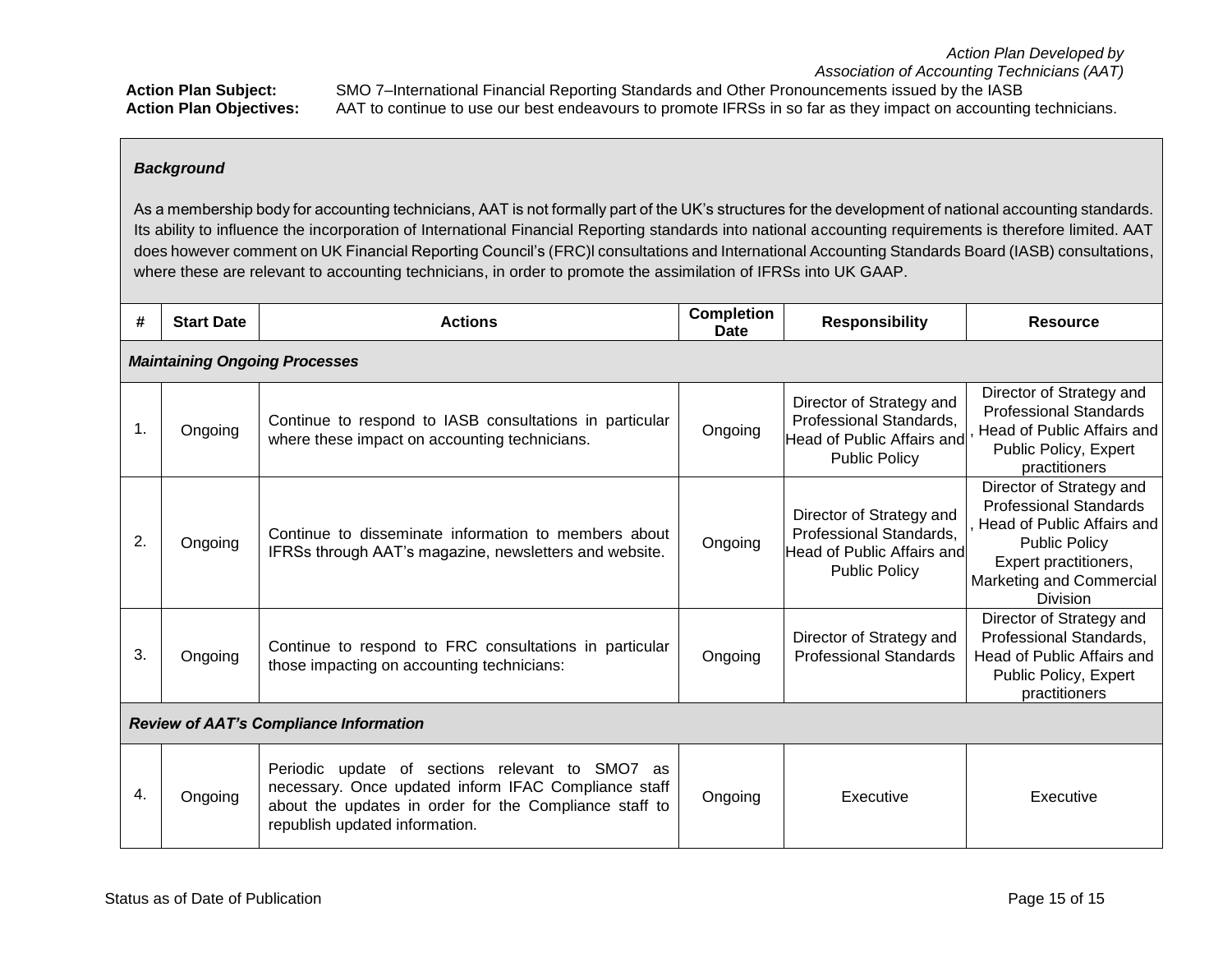*Action Plan Developed by*
*Association of Accounting Technicians (AAT)*

**Action Plan Subject:** SMO 7–International Financial Reporting Standards and Other Pronouncements issued by the IASB

**Action Plan Objectives:** AAT to continue to use our best endeavours to promote IFRSs in so far as they impact on accounting technicians.

***Background***

As a membership body for accounting technicians, AAT is not formally part of the UK's structures for the development of national accounting standards. Its ability to influence the incorporation of International Financial Reporting standards into national accounting requirements is therefore limited. AAT does however comment on UK Financial Reporting Council's (FRC)l consultations and International Accounting Standards Board (IASB) consultations, where these are relevant to accounting technicians, in order to promote the assimilation of IFRSs into UK GAAP.

| # | Start Date | Actions | Completion Date | Responsibility | Resource |
|---|---|---|---|---|---|
| ***Maintaining Ongoing Processes*** | | | | | |
| 1. | Ongoing | Continue to respond to IASB consultations in particular where these impact on accounting technicians. | Ongoing | Director of Strategy and Professional Standards, Head of Public Affairs and Public Policy | Director of Strategy and Professional Standards , Head of Public Affairs and Public Policy, Expert practitioners |
| 2. | Ongoing | Continue to disseminate information to members about IFRSs through AAT's magazine, newsletters and website. | Ongoing | Director of Strategy and Professional Standards, Head of Public Affairs and Public Policy | Director of Strategy and Professional Standards , Head of Public Affairs and Public Policy Expert practitioners, Marketing and Commercial Division |
| 3. | Ongoing | Continue to respond to FRC consultations in particular those impacting on accounting technicians: | Ongoing | Director of Strategy and Professional Standards | Director of Strategy and Professional Standards, Head of Public Affairs and Public Policy, Expert practitioners |
| ***Review of AAT's Compliance Information*** | | | | | |
| 4. | Ongoing | Periodic update of sections relevant to SMO7 as necessary. Once updated inform IFAC Compliance staff about the updates in order for the Compliance staff to republish updated information. | Ongoing | Executive | Executive |

Status as of Date of Publication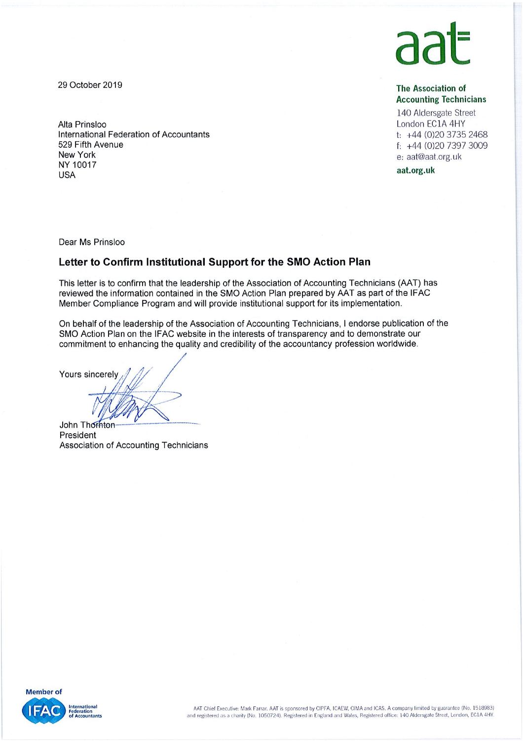29 October 2019

**The Association of Accounting Technicians**
140 Aldersgate Street
London EC1A 4HY
t: +44 (0)20 3735 2468
f: +44 (0)20 7397 3009
e: aat@aat.org.uk
**aat.org.uk**

Alta Prinsloo
International Federation of Accountants
529 Fifth Avenue
New York
NY 10017
USA

Dear Ms Prinsloo

## Letter to Confirm Institutional Support for the SMO Action Plan

This letter is to confirm that the leadership of the Association of Accounting Technicians (AAT) has reviewed the information contained in the SMO Action Plan prepared by AAT as part of the IFAC Member Compliance Program and will provide institutional support for its implementation.

On behalf of the leadership of the Association of Accounting Technicians, I endorse publication of the SMO Action Plan on the IFAC website in the interests of transparency and to demonstrate our commitment to enhancing the quality and credibility of the accountancy profession worldwide.

Yours sincerely

John Thornton
President
Association of Accounting Technicians

Member of International Federation of Accountants

AAT Chief Executive: Mark Farrar. AAT is sponsored by CIPFA, ICAEW, CIMA and ICAS. A company limited by guarantee (No. 1518983) and registered as a charity (No. 1050724). Registered in England and Wales. Registered office: 140 Aldersgate Street, London, EC1A 4HY.